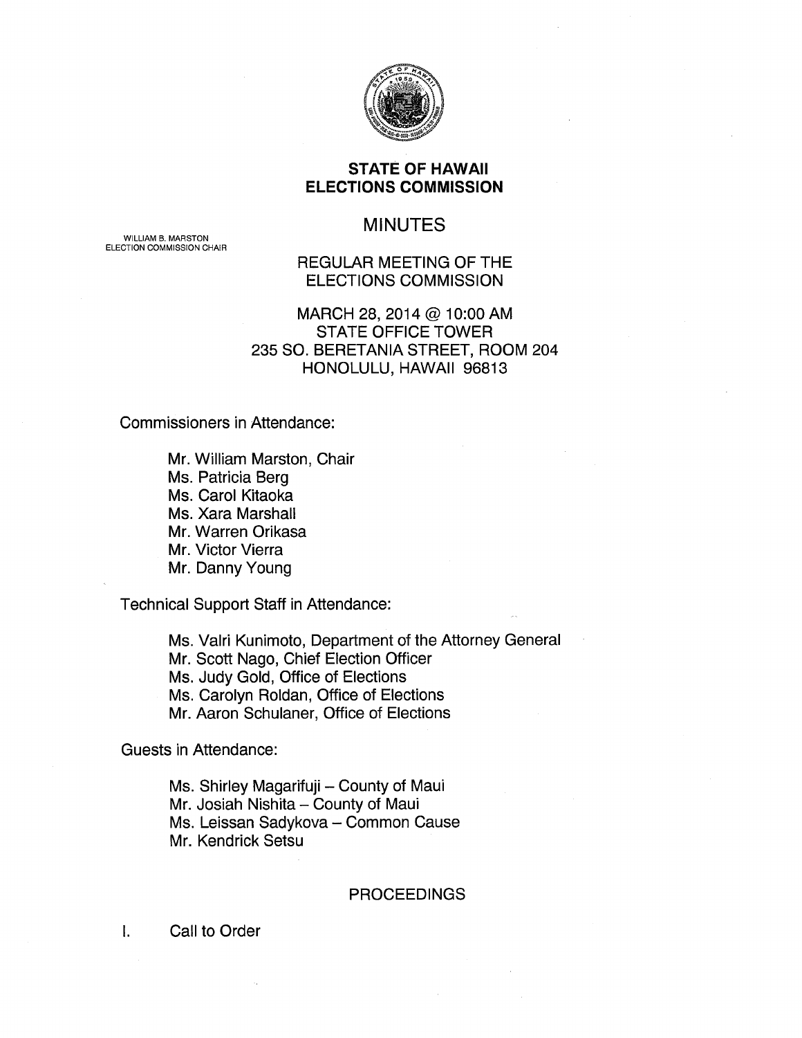# STATE OF HAWAII
# ELECTIONS COMMISSION

WILLIAM B. MARSTON
ELECTION COMMISSION CHAIR

## MINUTES

## REGULAR MEETING OF THE ELECTIONS COMMISSION

MARCH 28, 2014 @ 10:00 AM
STATE OFFICE TOWER
235 SO. BERETANIA STREET, ROOM 204
HONOLULU, HAWAII 96813

Commissioners in Attendance:

- Mr. William Marston, Chair
- Ms. Patricia Berg
- Ms. Carol Kitaoka
- Ms. Xara Marshall
- Mr. Warren Orikasa
- Mr. Victor Vierra
- Mr. Danny Young

Technical Support Staff in Attendance:

- Ms. Valri Kunimoto, Department of the Attorney General
- Mr. Scott Nago, Chief Election Officer
- Ms. Judy Gold, Office of Elections
- Ms. Carolyn Roldan, Office of Elections
- Mr. Aaron Schulaner, Office of Elections

Guests in Attendance:

- Ms. Shirley Magarifuji – County of Maui
- Mr. Josiah Nishita – County of Maui
- Ms. Leissan Sadykova – Common Cause
- Mr. Kendrick Setsu

## PROCEEDINGS

I. Call to Order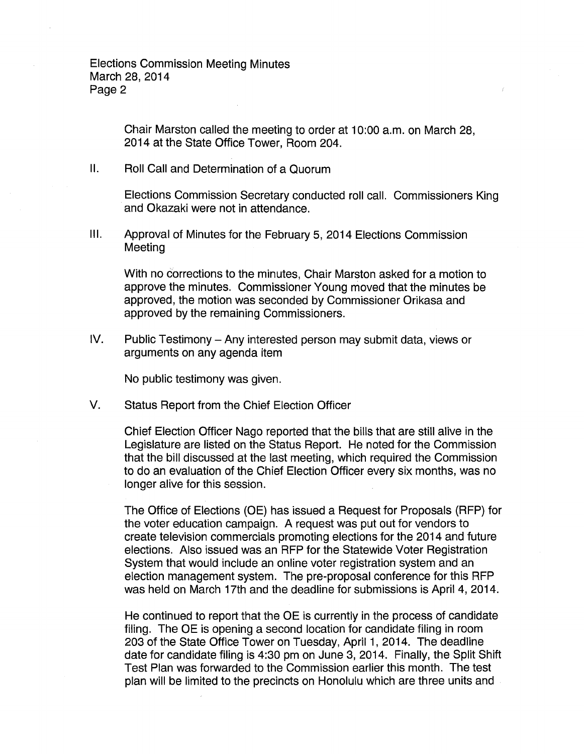Chair Marston called the meeting to order at 10:00 a.m. on March 28, 2014 at the State Office Tower, Room 204.

II. Roll Call and Determination of a Quorum

Elections Commission Secretary conducted roll call. Commissioners King and Okazaki were not in attendance.

III. Approval of Minutes for the February 5, 2014 Elections Commission Meeting

With no corrections to the minutes, Chair Marston asked for a motion to approve the minutes. Commissioner Young moved that the minutes be approved, the motion was seconded by Commissioner Orikasa and approved by the remaining Commissioners.

IV. Public Testimony – Any interested person may submit data, views or arguments on any agenda item

No public testimony was given.

V. Status Report from the Chief Election Officer

Chief Election Officer Nago reported that the bills that are still alive in the Legislature are listed on the Status Report. He noted for the Commission that the bill discussed at the last meeting, which required the Commission to do an evaluation of the Chief Election Officer every six months, was no longer alive for this session.

The Office of Elections (OE) has issued a Request for Proposals (RFP) for the voter education campaign. A request was put out for vendors to create television commercials promoting elections for the 2014 and future elections. Also issued was an RFP for the Statewide Voter Registration System that would include an online voter registration system and an election management system. The pre-proposal conference for this RFP was held on March 17th and the deadline for submissions is April 4, 2014.

He continued to report that the OE is currently in the process of candidate filing. The OE is opening a second location for candidate filing in room 203 of the State Office Tower on Tuesday, April 1, 2014. The deadline date for candidate filing is 4:30 pm on June 3, 2014. Finally, the Split Shift Test Plan was forwarded to the Commission earlier this month. The test plan will be limited to the precincts on Honolulu which are three units and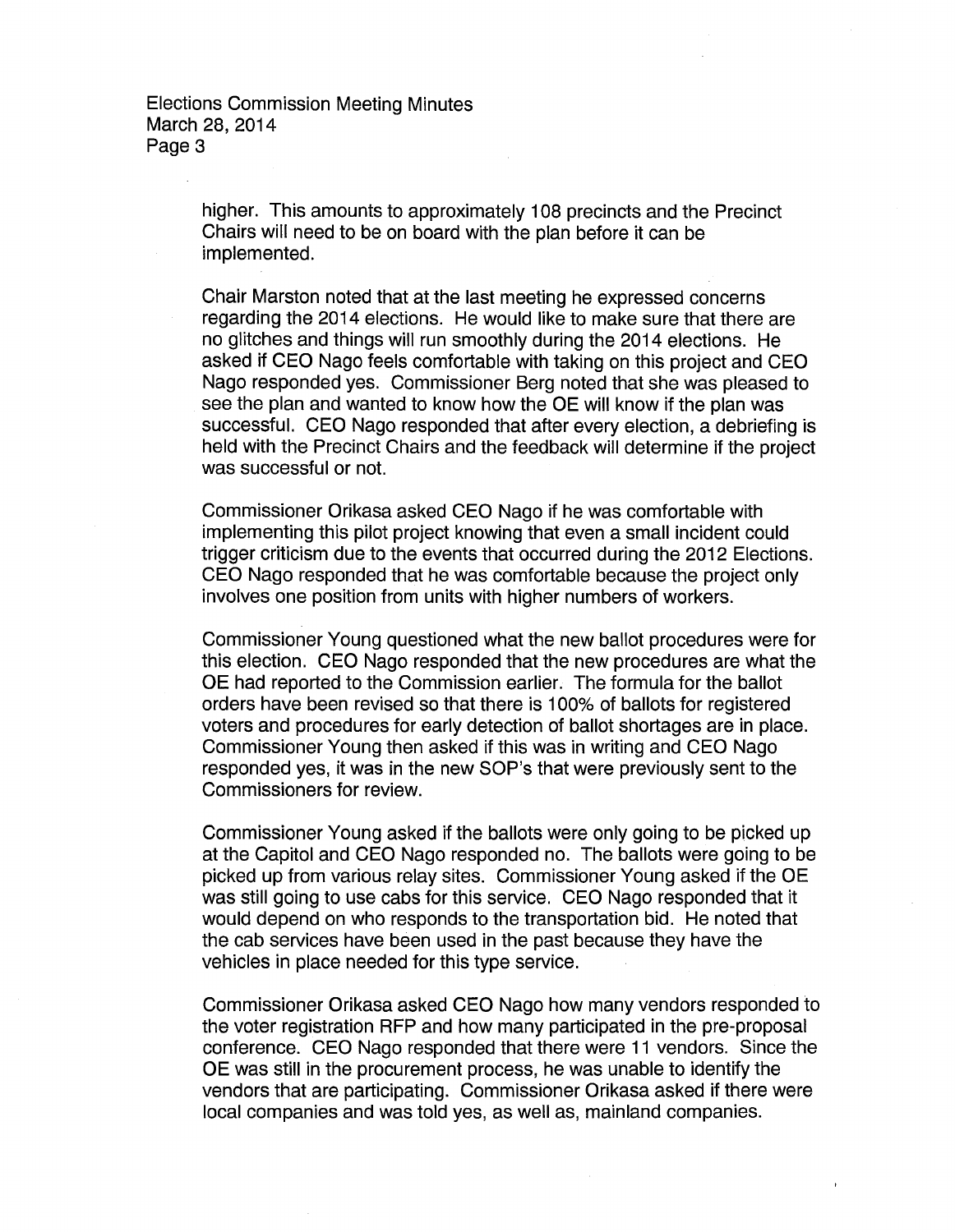higher. This amounts to approximately 108 precincts and the Precinct Chairs will need to be on board with the plan before it can be implemented.

Chair Marston noted that at the last meeting he expressed concerns regarding the 2014 elections. He would like to make sure that there are no glitches and things will run smoothly during the 2014 elections. He asked if CEO Nago feels comfortable with taking on this project and CEO Nago responded yes. Commissioner Berg noted that she was pleased to see the plan and wanted to know how the OE will know if the plan was successful. CEO Nago responded that after every election, a debriefing is held with the Precinct Chairs and the feedback will determine if the project was successful or not.

Commissioner Orikasa asked CEO Nago if he was comfortable with implementing this pilot project knowing that even a small incident could trigger criticism due to the events that occurred during the 2012 Elections. CEO Nago responded that he was comfortable because the project only involves one position from units with higher numbers of workers.

Commissioner Young questioned what the new ballot procedures were for this election. CEO Nago responded that the new procedures are what the OE had reported to the Commission earlier. The formula for the ballot orders have been revised so that there is 100% of ballots for registered voters and procedures for early detection of ballot shortages are in place. Commissioner Young then asked if this was in writing and CEO Nago responded yes, it was in the new SOP's that were previously sent to the Commissioners for review.

Commissioner Young asked if the ballots were only going to be picked up at the Capitol and CEO Nago responded no. The ballots were going to be picked up from various relay sites. Commissioner Young asked if the OE was still going to use cabs for this service. CEO Nago responded that it would depend on who responds to the transportation bid. He noted that the cab services have been used in the past because they have the vehicles in place needed for this type service.

Commissioner Orikasa asked CEO Nago how many vendors responded to the voter registration RFP and how many participated in the pre-proposal conference. CEO Nago responded that there were 11 vendors. Since the OE was still in the procurement process, he was unable to identify the vendors that are participating. Commissioner Orikasa asked if there were local companies and was told yes, as well as, mainland companies.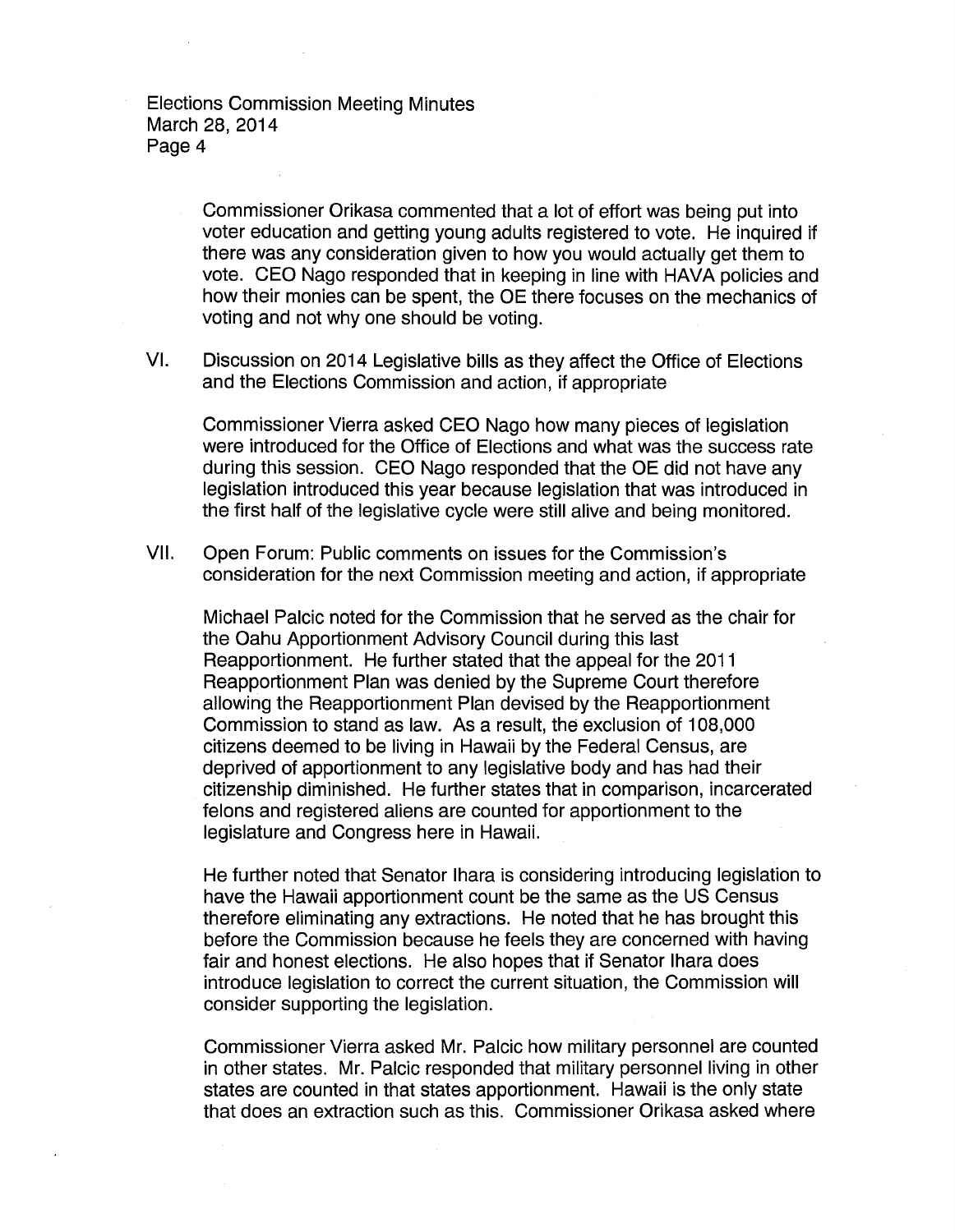Commissioner Orikasa commented that a lot of effort was being put into voter education and getting young adults registered to vote. He inquired if there was any consideration given to how you would actually get them to vote. CEO Nago responded that in keeping in line with HAVA policies and how their monies can be spent, the OE there focuses on the mechanics of voting and not why one should be voting.

VI. Discussion on 2014 Legislative bills as they affect the Office of Elections and the Elections Commission and action, if appropriate

Commissioner Vierra asked CEO Nago how many pieces of legislation were introduced for the Office of Elections and what was the success rate during this session. CEO Nago responded that the OE did not have any legislation introduced this year because legislation that was introduced in the first half of the legislative cycle were still alive and being monitored.

VII. Open Forum: Public comments on issues for the Commission's consideration for the next Commission meeting and action, if appropriate

Michael Palcic noted for the Commission that he served as the chair for the Oahu Apportionment Advisory Council during this last Reapportionment. He further stated that the appeal for the 2011 Reapportionment Plan was denied by the Supreme Court therefore allowing the Reapportionment Plan devised by the Reapportionment Commission to stand as law. As a result, the exclusion of 108,000 citizens deemed to be living in Hawaii by the Federal Census, are deprived of apportionment to any legislative body and has had their citizenship diminished. He further states that in comparison, incarcerated felons and registered aliens are counted for apportionment to the legislature and Congress here in Hawaii.

He further noted that Senator Ihara is considering introducing legislation to have the Hawaii apportionment count be the same as the US Census therefore eliminating any extractions. He noted that he has brought this before the Commission because he feels they are concerned with having fair and honest elections. He also hopes that if Senator Ihara does introduce legislation to correct the current situation, the Commission will consider supporting the legislation.

Commissioner Vierra asked Mr. Palcic how military personnel are counted in other states. Mr. Palcic responded that military personnel living in other states are counted in that states apportionment. Hawaii is the only state that does an extraction such as this. Commissioner Orikasa asked where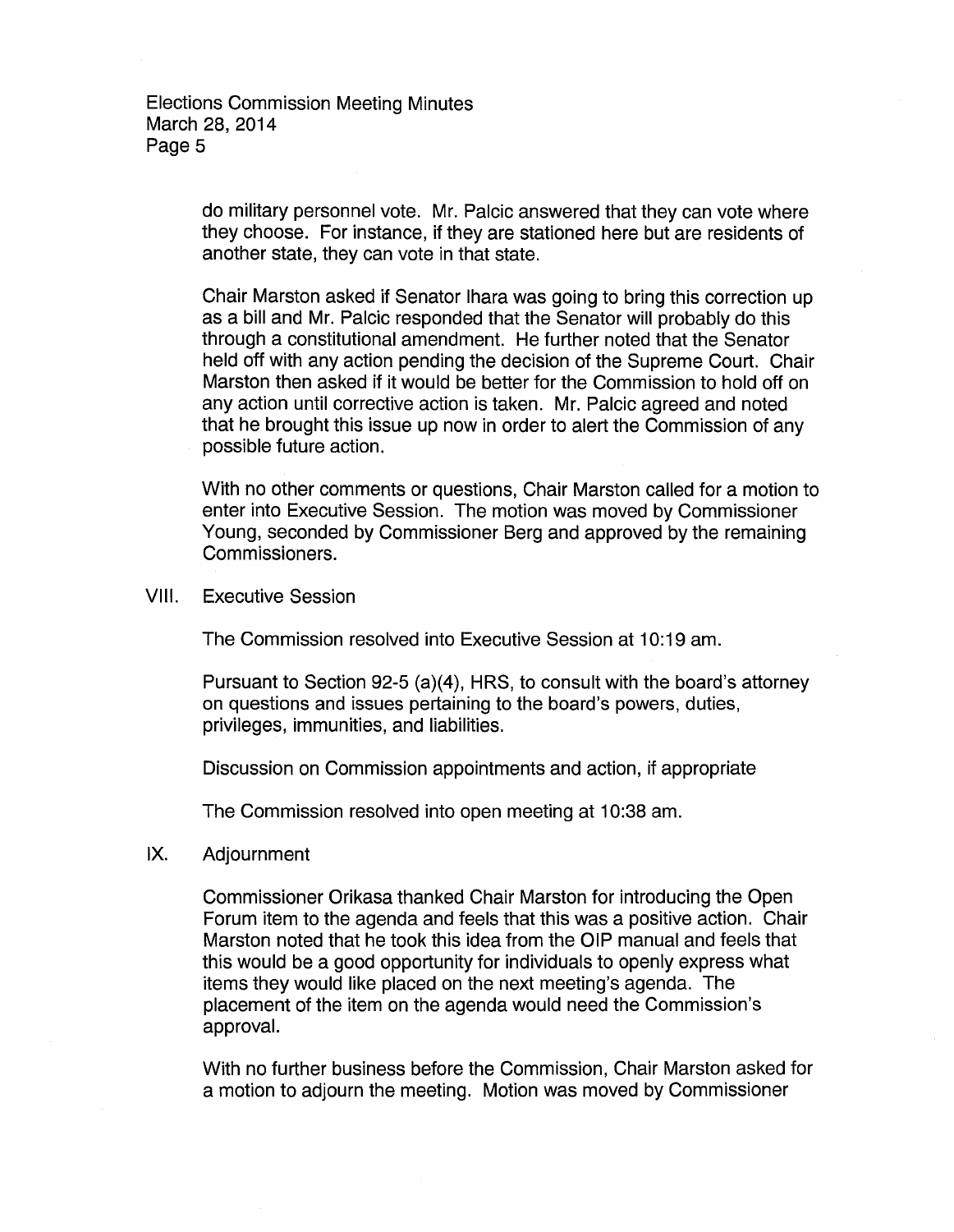do military personnel vote. Mr. Palcic answered that they can vote where they choose. For instance, if they are stationed here but are residents of another state, they can vote in that state.

Chair Marston asked if Senator Ihara was going to bring this correction up as a bill and Mr. Palcic responded that the Senator will probably do this through a constitutional amendment. He further noted that the Senator held off with any action pending the decision of the Supreme Court. Chair Marston then asked if it would be better for the Commission to hold off on any action until corrective action is taken. Mr. Palcic agreed and noted that he brought this issue up now in order to alert the Commission of any possible future action.

With no other comments or questions, Chair Marston called for a motion to enter into Executive Session. The motion was moved by Commissioner Young, seconded by Commissioner Berg and approved by the remaining Commissioners.

VIII. Executive Session

The Commission resolved into Executive Session at 10:19 am.

Pursuant to Section 92-5 (a)(4), HRS, to consult with the board's attorney on questions and issues pertaining to the board's powers, duties, privileges, immunities, and liabilities.

Discussion on Commission appointments and action, if appropriate

The Commission resolved into open meeting at 10:38 am.

IX. Adjournment

Commissioner Orikasa thanked Chair Marston for introducing the Open Forum item to the agenda and feels that this was a positive action. Chair Marston noted that he took this idea from the OIP manual and feels that this would be a good opportunity for individuals to openly express what items they would like placed on the next meeting's agenda. The placement of the item on the agenda would need the Commission's approval.

With no further business before the Commission, Chair Marston asked for a motion to adjourn the meeting. Motion was moved by Commissioner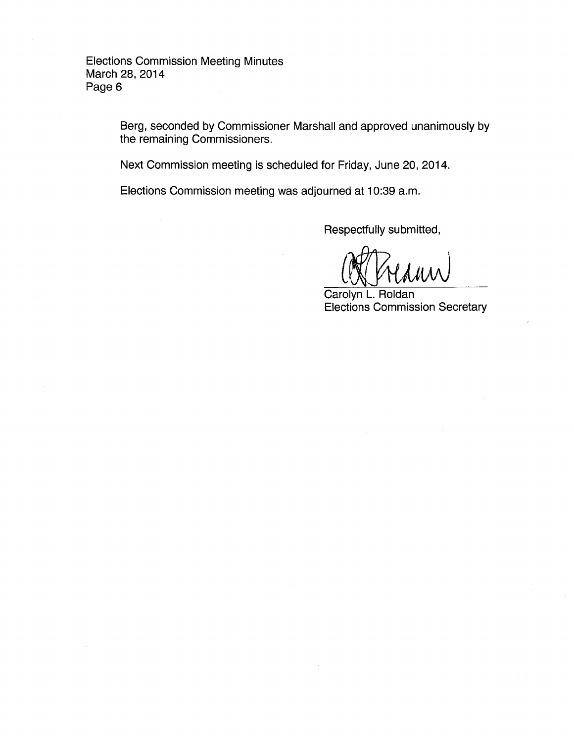Berg, seconded by Commissioner Marshall and approved unanimously by the remaining Commissioners.

Next Commission meeting is scheduled for Friday, June 20, 2014.

Elections Commission meeting was adjourned at 10:39 a.m.

Respectfully submitted,

Carolyn L. Roldan
Elections Commission Secretary